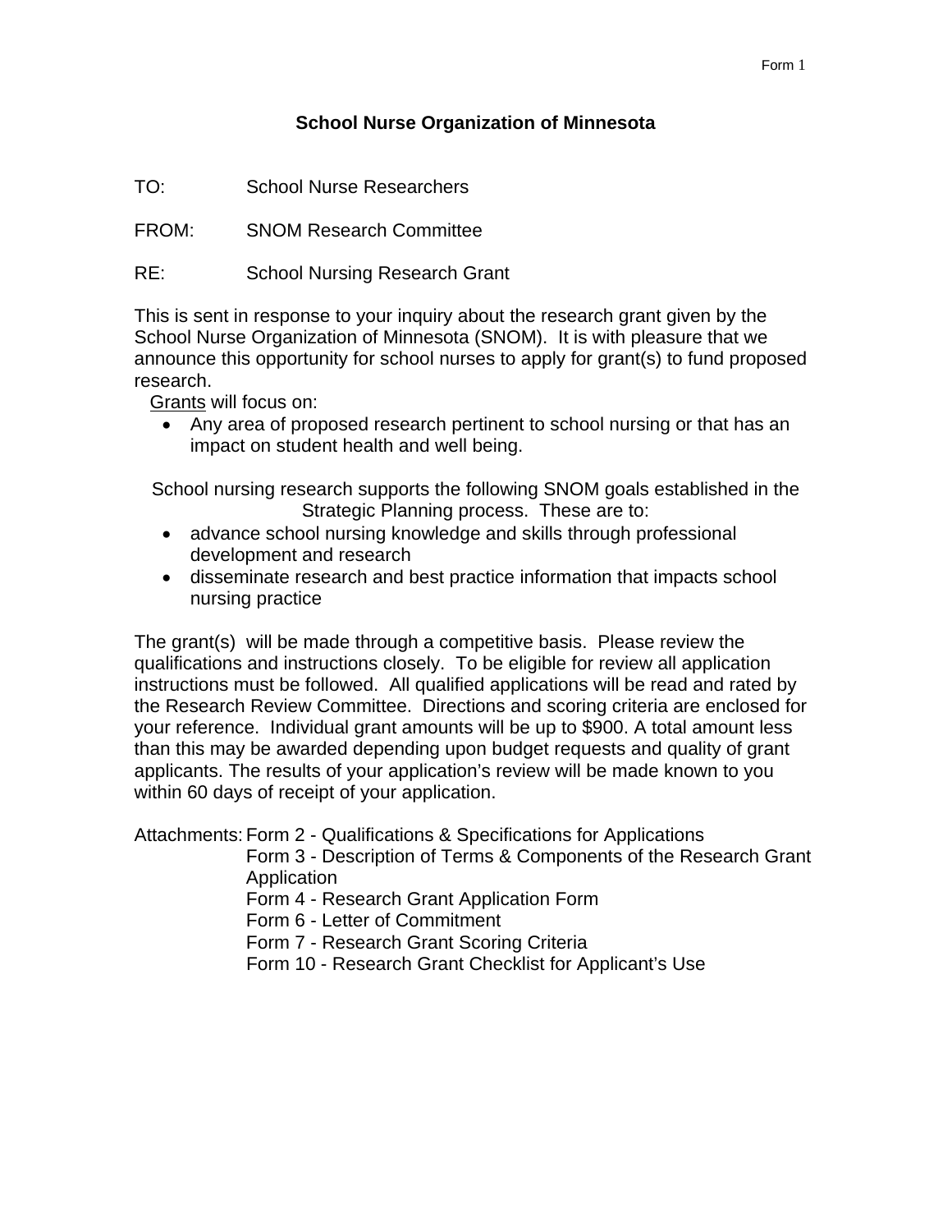# School Nurse Organization of Minnesota

TO: School Nurse Researchers

FROM: SNOM Research Committee

RE: School Nursing Research Grant

This is sent in response to your inquiry about the research grant given by the School Nurse Organization of Minnesota (SNOM). It is with pleasure that we announce this opportunity for school nurses to apply for grant(s) to fund proposed research.

Grants will focus on:

- Any area of proposed research pertinent to school nursing or that has an impact on student health and well being.

School nursing research supports the following SNOM goals established in the Strategic Planning process. These are to:

- advance school nursing knowledge and skills through professional development and research
- disseminate research and best practice information that impacts school nursing practice

The grant(s) will be made through a competitive basis. Please review the qualifications and instructions closely. To be eligible for review all application instructions must be followed. All qualified applications will be read and rated by the Research Review Committee. Directions and scoring criteria are enclosed for your reference. Individual grant amounts will be up to $900. A total amount less than this may be awarded depending upon budget requests and quality of grant applicants. The results of your application's review will be made known to you within 60 days of receipt of your application.

Attachments:
- Form 2 - Qualifications & Specifications for Applications
- Form 3 - Description of Terms & Components of the Research Grant Application
- Form 4 - Research Grant Application Form
- Form 6 - Letter of Commitment
- Form 7 - Research Grant Scoring Criteria
- Form 10 - Research Grant Checklist for Applicant's Use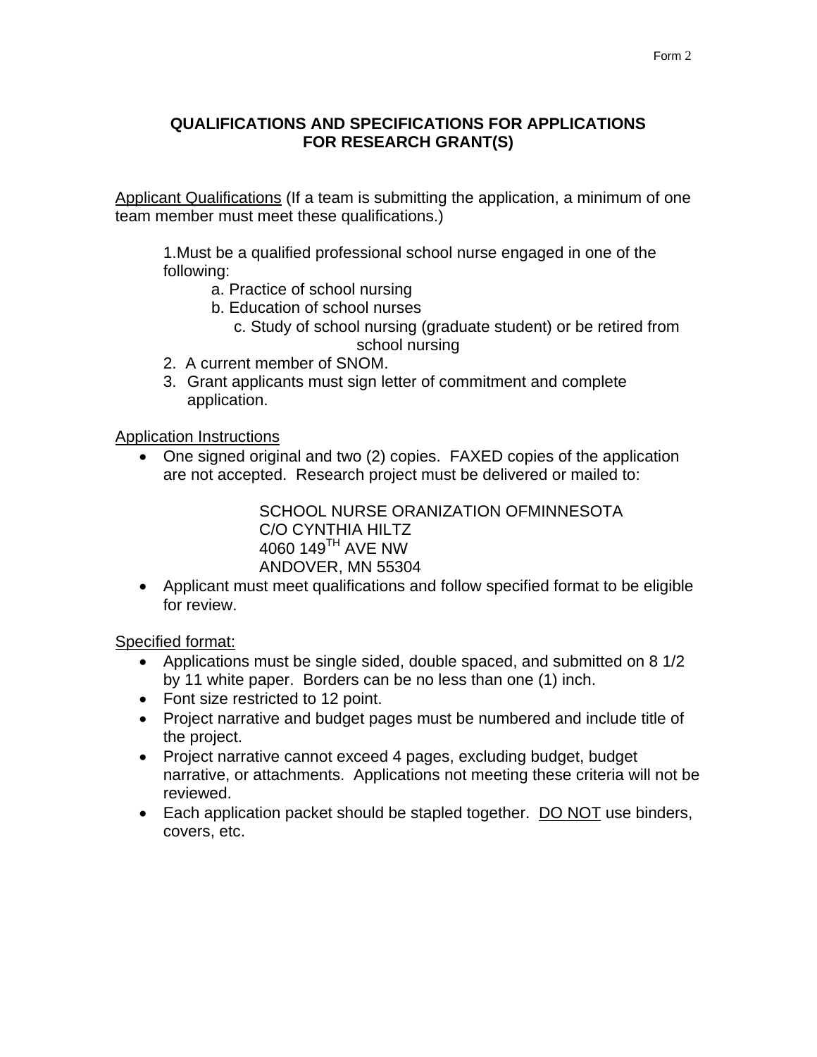Form 2

## QUALIFICATIONS AND SPECIFICATIONS FOR APPLICATIONS FOR RESEARCH GRANT(S)

Applicant Qualifications (If a team is submitting the application, a minimum of one team member must meet these qualifications.)

1. Must be a qualified professional school nurse engaged in one of the following:
   - a. Practice of school nursing
   - b. Education of school nurses
   - c. Study of school nursing (graduate student) or be retired from school nursing
2. A current member of SNOM.
3. Grant applicants must sign letter of commitment and complete application.

Application Instructions

- One signed original and two (2) copies. FAXED copies of the application are not accepted. Research project must be delivered or mailed to:

  SCHOOL NURSE ORANIZATION OFMINNESOTA
  C/O CYNTHIA HILTZ
  4060 149TH AVE NW
  ANDOVER, MN 55304

- Applicant must meet qualifications and follow specified format to be eligible for review.

Specified format:

- Applications must be single sided, double spaced, and submitted on 8 1/2 by 11 white paper. Borders can be no less than one (1) inch.
- Font size restricted to 12 point.
- Project narrative and budget pages must be numbered and include title of the project.
- Project narrative cannot exceed 4 pages, excluding budget, budget narrative, or attachments. Applications not meeting these criteria will not be reviewed.
- Each application packet should be stapled together. DO NOT use binders, covers, etc.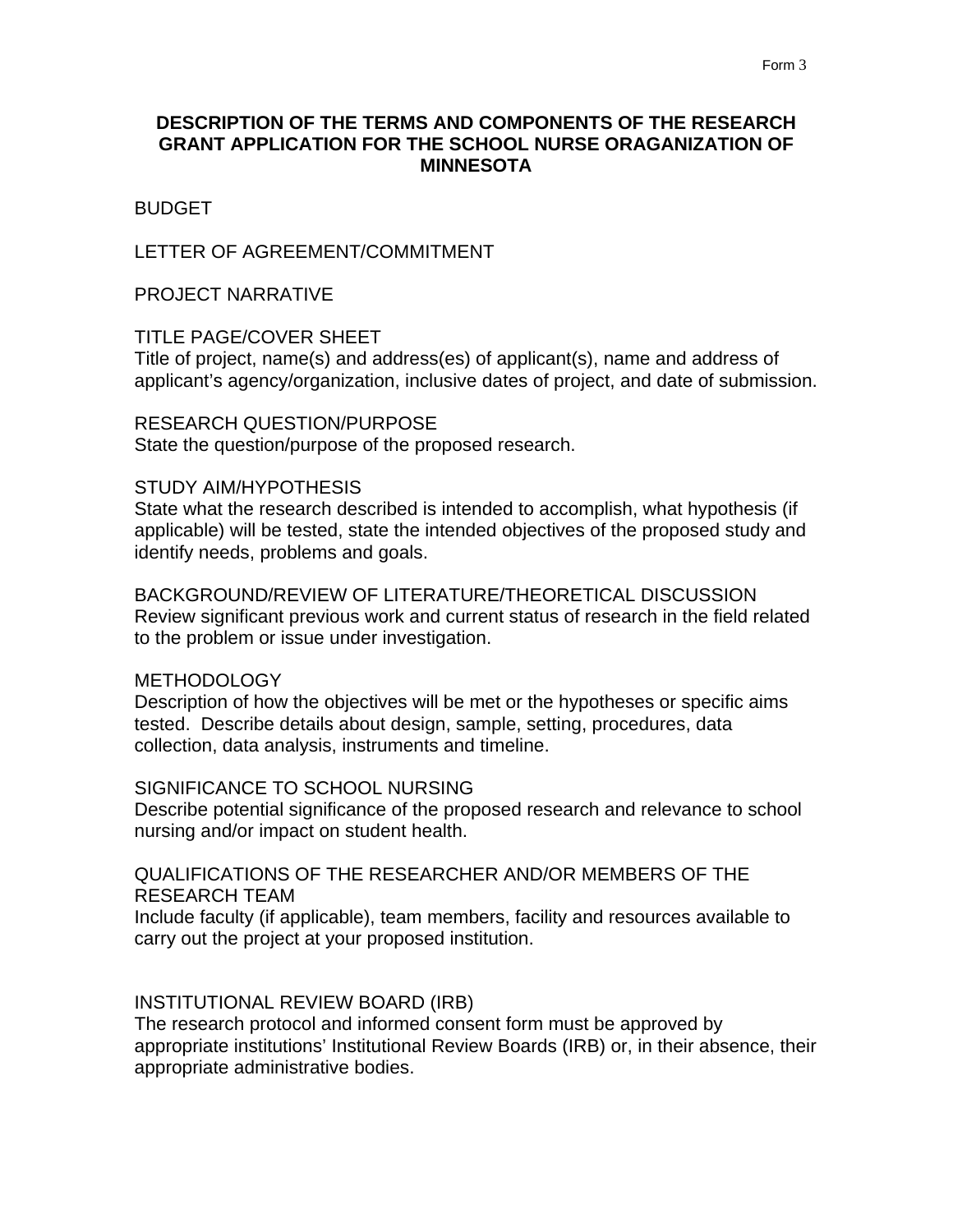# DESCRIPTION OF THE TERMS AND COMPONENTS OF THE RESEARCH GRANT APPLICATION FOR THE SCHOOL NURSE ORAGANIZATION OF MINNESOTA

BUDGET

LETTER OF AGREEMENT/COMMITMENT

PROJECT NARRATIVE

TITLE PAGE/COVER SHEET
Title of project, name(s) and address(es) of applicant(s), name and address of applicant's agency/organization, inclusive dates of project, and date of submission.

RESEARCH QUESTION/PURPOSE
State the question/purpose of the proposed research.

STUDY AIM/HYPOTHESIS
State what the research described is intended to accomplish, what hypothesis (if applicable) will be tested, state the intended objectives of the proposed study and identify needs, problems and goals.

BACKGROUND/REVIEW OF LITERATURE/THEORETICAL DISCUSSION
Review significant previous work and current status of research in the field related to the problem or issue under investigation.

METHODOLOGY
Description of how the objectives will be met or the hypotheses or specific aims tested. Describe details about design, sample, setting, procedures, data collection, data analysis, instruments and timeline.

SIGNIFICANCE TO SCHOOL NURSING
Describe potential significance of the proposed research and relevance to school nursing and/or impact on student health.

QUALIFICATIONS OF THE RESEARCHER AND/OR MEMBERS OF THE RESEARCH TEAM
Include faculty (if applicable), team members, facility and resources available to carry out the project at your proposed institution.

INSTITUTIONAL REVIEW BOARD (IRB)
The research protocol and informed consent form must be approved by appropriate institutions' Institutional Review Boards (IRB) or, in their absence, their appropriate administrative bodies.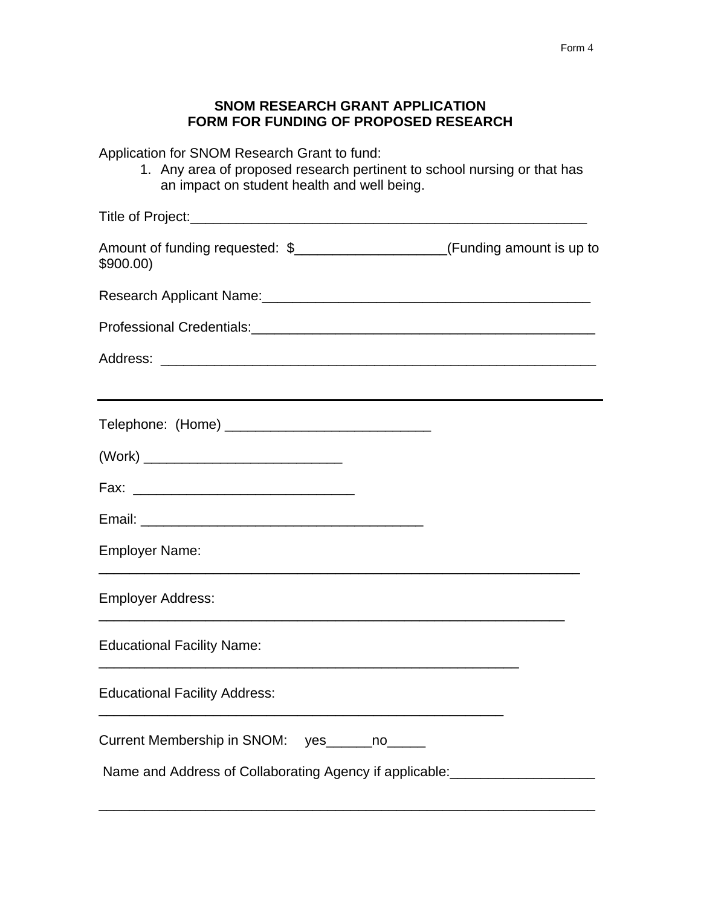Form 4

## SNOM RESEARCH GRANT APPLICATION
## FORM FOR FUNDING OF PROPOSED RESEARCH

Application for SNOM Research Grant to fund:

1. Any area of proposed research pertinent to school nursing or that has an impact on student health and well being.

Title of Project:_____________________________________________________

Amount of funding requested: $___________________(Funding amount is up to $900.00)

Research Applicant Name:___________________________________________

Professional Credentials:_____________________________________________

Address: ________________________________________________________

_______________________________________________________________

Telephone: (Home) __________________________

(Work) _________________________

Fax: ____________________________

Email: ____________________________________

Employer Name:

_______________________________________________________________

Employer Address:

_______________________________________________________________

Educational Facility Name:

_______________________________________________________

Educational Facility Address:

_____________________________________________________

Current Membership in SNOM: yes______no_____

Name and Address of Collaborating Agency if applicable:__________________

_______________________________________________________________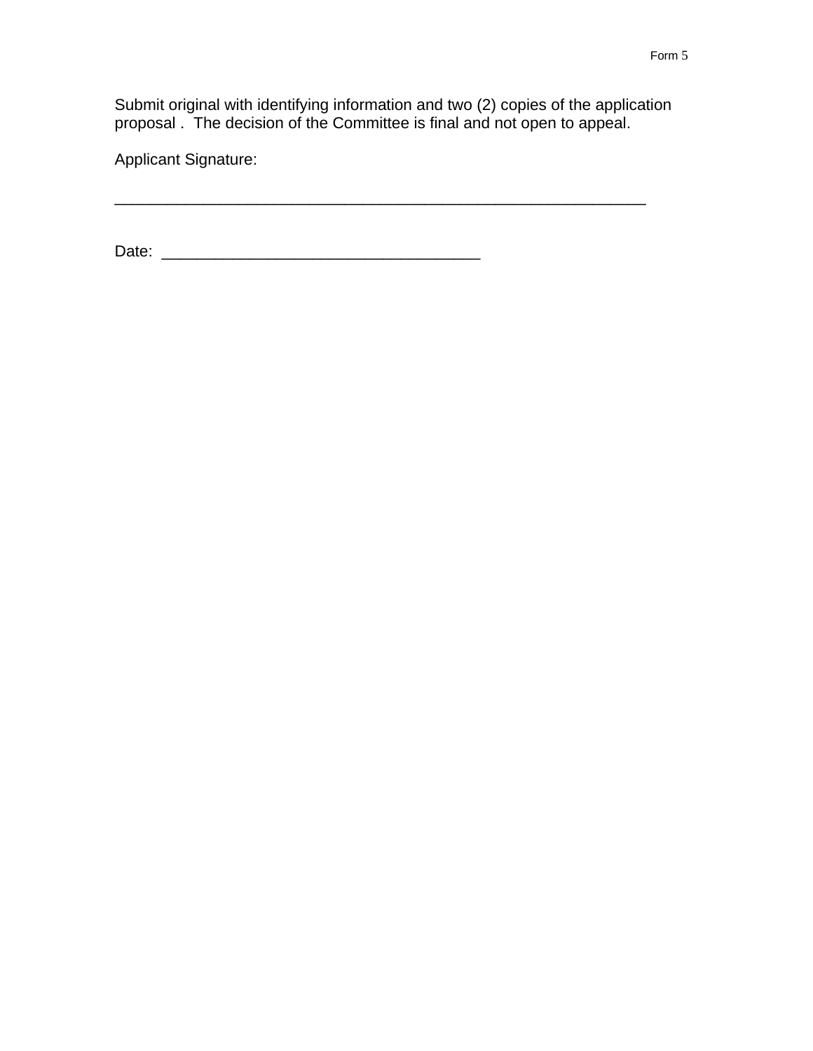Form 5

Submit original with identifying information and two (2) copies of the application proposal . The decision of the Committee is final and not open to appeal.

Applicant Signature:

_____________________________________________________________

Date: ____________________________________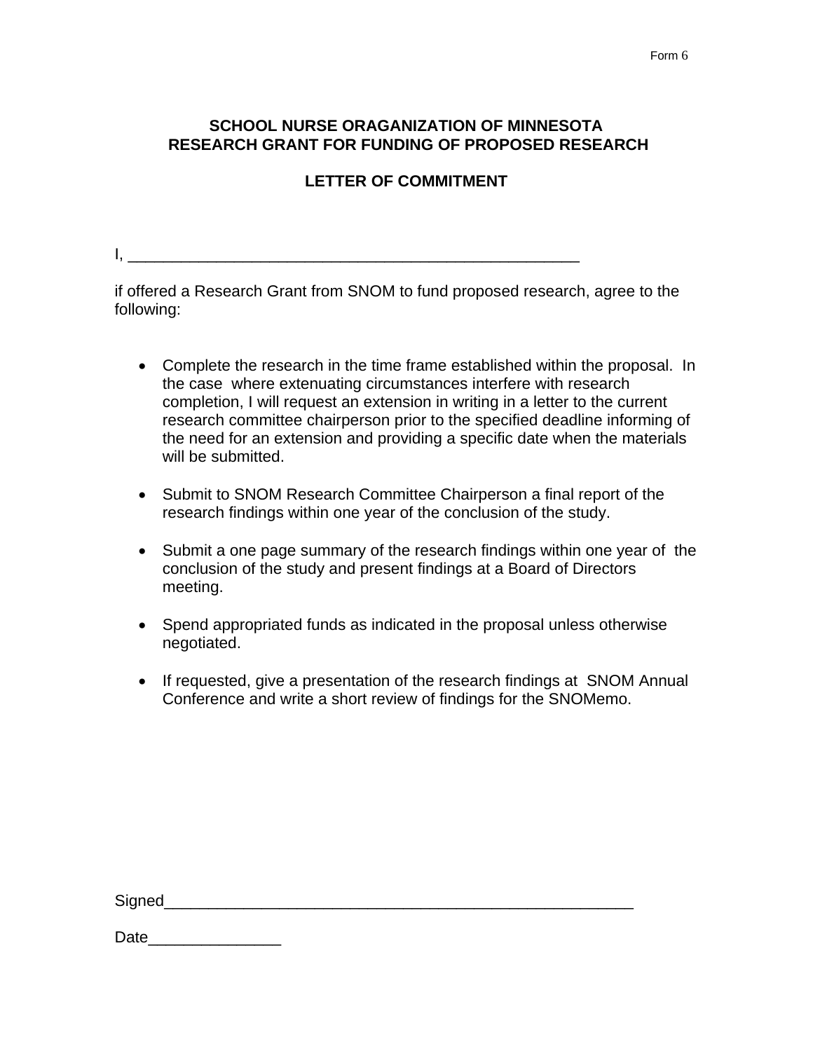Form 6

**SCHOOL NURSE ORAGANIZATION OF MINNESOTA**
**RESEARCH GRANT FOR FUNDING OF PROPOSED RESEARCH**

**LETTER OF COMMITMENT**

I, ___________________________________________________

if offered a Research Grant from SNOM to fund proposed research, agree to the following:

- Complete the research in the time frame established within the proposal. In the case where extenuating circumstances interfere with research completion, I will request an extension in writing in a letter to the current research committee chairperson prior to the specified deadline informing of the need for an extension and providing a specific date when the materials will be submitted.
- Submit to SNOM Research Committee Chairperson a final report of the research findings within one year of the conclusion of the study.
- Submit a one page summary of the research findings within one year of the conclusion of the study and present findings at a Board of Directors meeting.
- Spend appropriated funds as indicated in the proposal unless otherwise negotiated.
- If requested, give a presentation of the research findings at SNOM Annual Conference and write a short review of findings for the SNOMemo.

Signed______________________________________________________

Date_______________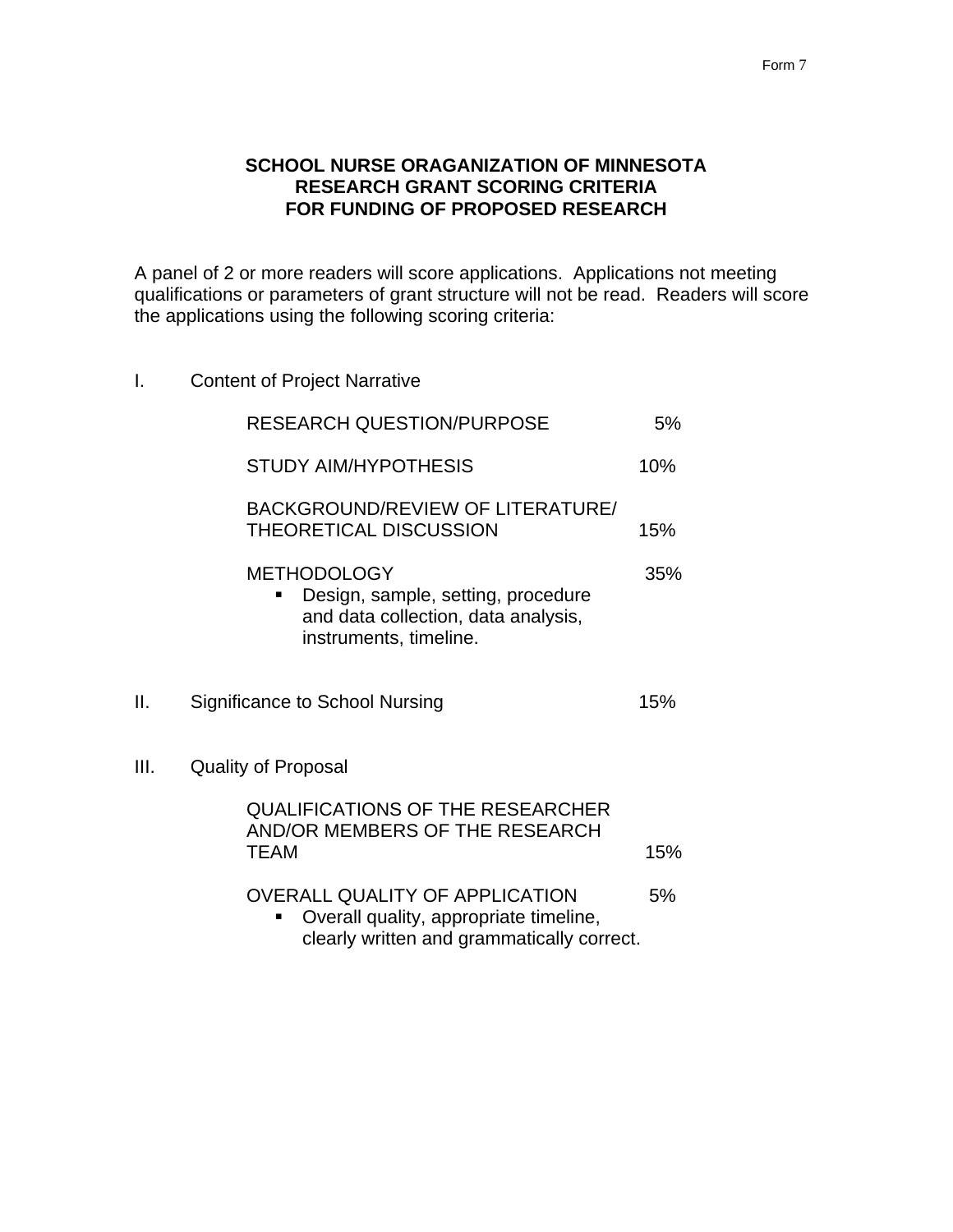Form 7

# SCHOOL NURSE ORAGANIZATION OF MINNESOTA
# RESEARCH GRANT SCORING CRITERIA
# FOR FUNDING OF PROPOSED RESEARCH

A panel of 2 or more readers will score applications. Applications not meeting qualifications or parameters of grant structure will not be read. Readers will score the applications using the following scoring criteria:

I. Content of Project Narrative

| Criteria | Weight |
|---|---|
| RESEARCH QUESTION/PURPOSE | 5% |
| STUDY AIM/HYPOTHESIS | 10% |
| BACKGROUND/REVIEW OF LITERATURE/ THEORETICAL DISCUSSION | 15% |
| METHODOLOGY<br>▪ Design, sample, setting, procedure and data collection, data analysis, instruments, timeline. | 35% |

II. Significance to School Nursing — 15%

III. Quality of Proposal

| Criteria | Weight |
|---|---|
| QUALIFICATIONS OF THE RESEARCHER AND/OR MEMBERS OF THE RESEARCH TEAM | 15% |
| OVERALL QUALITY OF APPLICATION<br>▪ Overall quality, appropriate timeline, clearly written and grammatically correct. | 5% |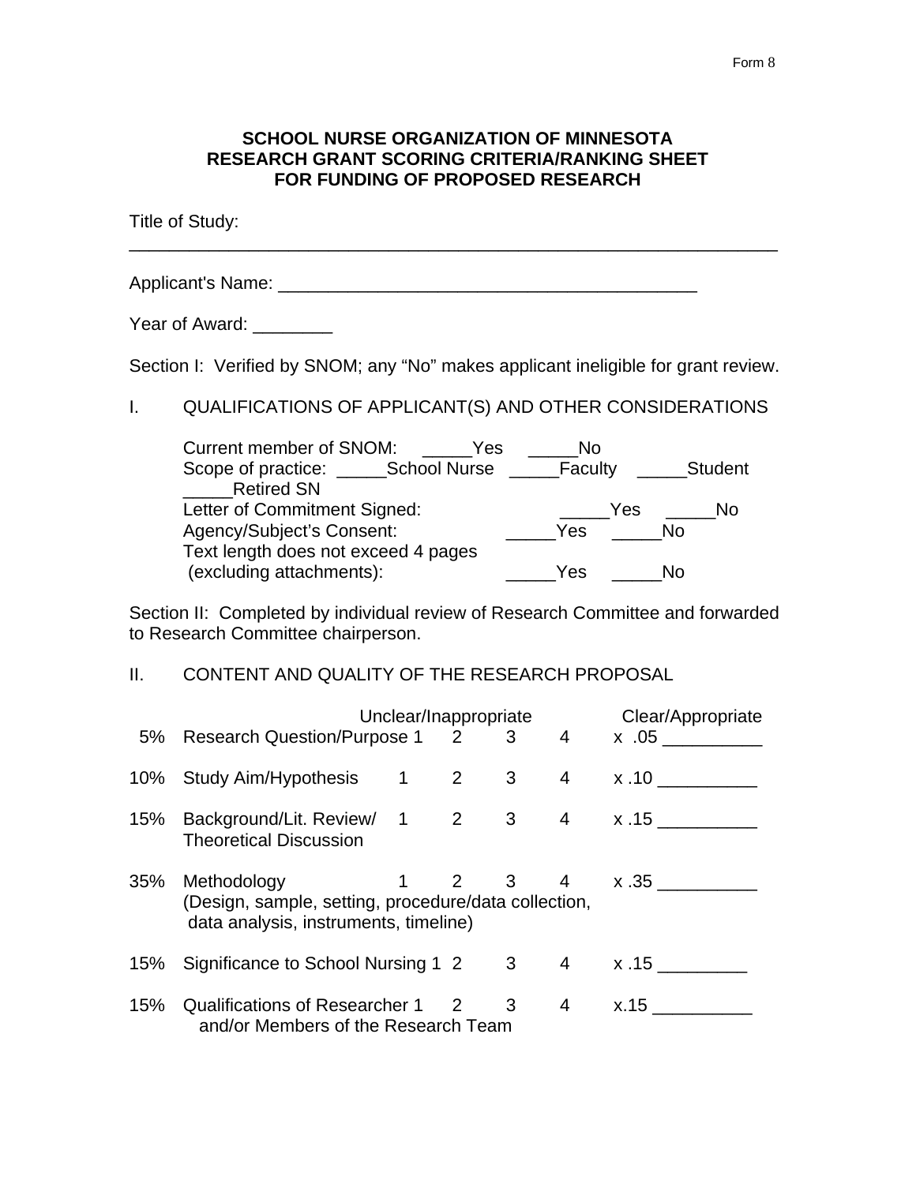Form 8

**SCHOOL NURSE ORGANIZATION OF MINNESOTA**
**RESEARCH GRANT SCORING CRITERIA/RANKING SHEET**
**FOR FUNDING OF PROPOSED RESEARCH**

Title of Study: ________________________________________________________________

Applicant's Name: __________________________________________

Year of Award: ________

Section I: Verified by SNOM; any "No" makes applicant ineligible for grant review.

I. QUALIFICATIONS OF APPLICANT(S) AND OTHER CONSIDERATIONS

Current member of SNOM: _____Yes _____No
Scope of practice: _____School Nurse _____Faculty _____Student _____Retired SN
Letter of Commitment Signed: _____Yes _____No
Agency/Subject's Consent: _____Yes _____No
Text length does not exceed 4 pages (excluding attachments): _____Yes _____No

Section II: Completed by individual review of Research Committee and forwarded to Research Committee chairperson.

II. CONTENT AND QUALITY OF THE RESEARCH PROPOSAL

| | | Unclear/Inappropriate | | | | Clear/Appropriate |
|---|---|---|---|---|---|---|
| 5% | Research Question/Purpose | 1 | 2 | 3 | 4 | x .05 __________ |
| 10% | Study Aim/Hypothesis | 1 | 2 | 3 | 4 | x .10 __________ |
| 15% | Background/Lit. Review/ Theoretical Discussion | 1 | 2 | 3 | 4 | x .15 __________ |
| 35% | Methodology (Design, sample, setting, procedure/data collection, data analysis, instruments, timeline) | 1 | 2 | 3 | 4 | x .35 __________ |
| 15% | Significance to School Nursing | 1 | 2 | 3 | 4 | x .15 _________ |
| 15% | Qualifications of Researcher and/or Members of the Research Team | 1 | 2 | 3 | 4 | x.15 __________ |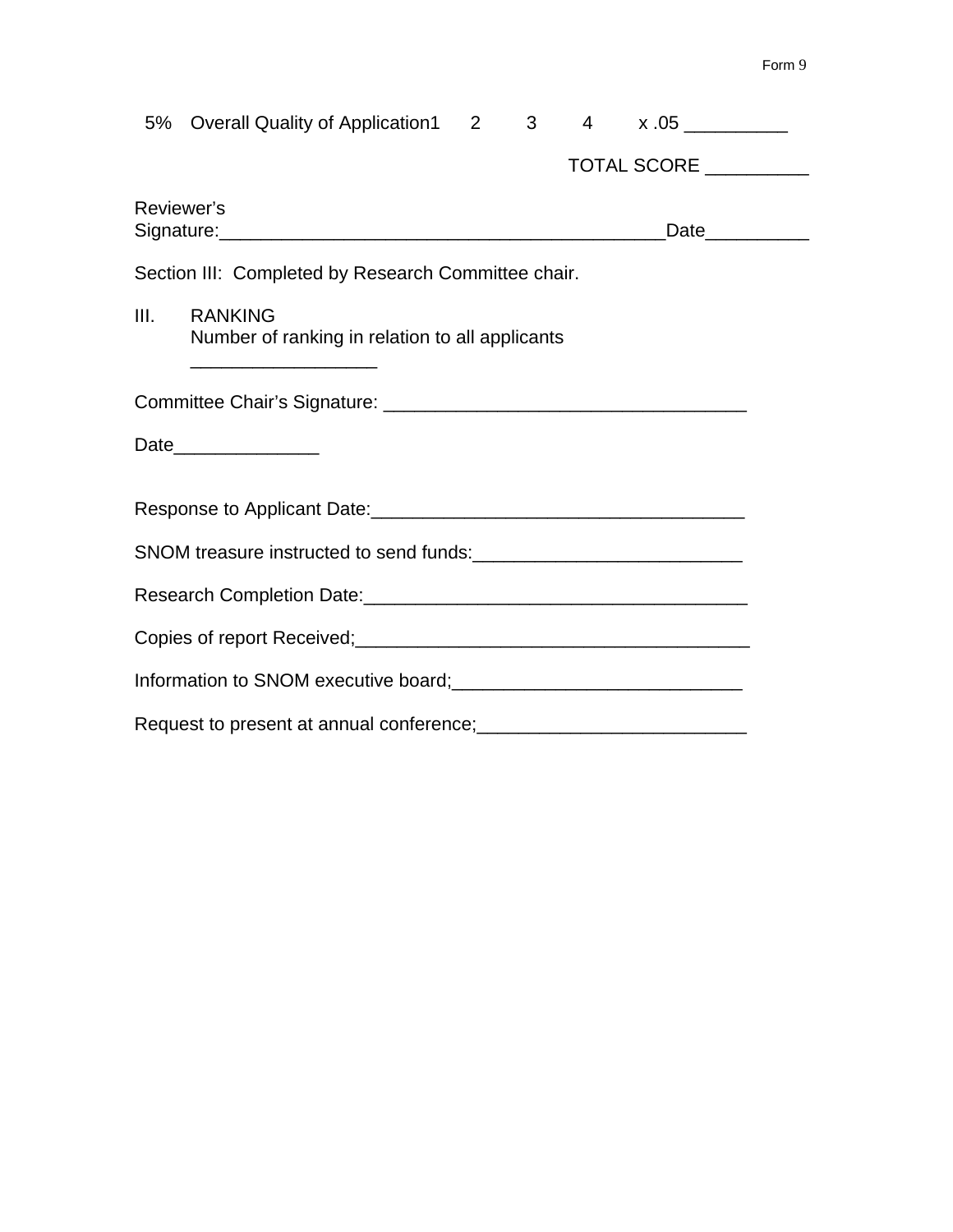5% Overall Quality of Application 1 2 3 4 x .05 __________

TOTAL SCORE __________

Reviewer's Signature:___________________________________________Date__________

Section III: Completed by Research Committee chair.

III. RANKING
Number of ranking in relation to all applicants
__________________

Committee Chair's Signature: ___________________________________

Date______________

Response to Applicant Date:____________________________________

SNOM treasure instructed to send funds:__________________________

Research Completion Date:_____________________________________

Copies of report Received;______________________________________

Information to SNOM executive board;____________________________

Request to present at annual conference;__________________________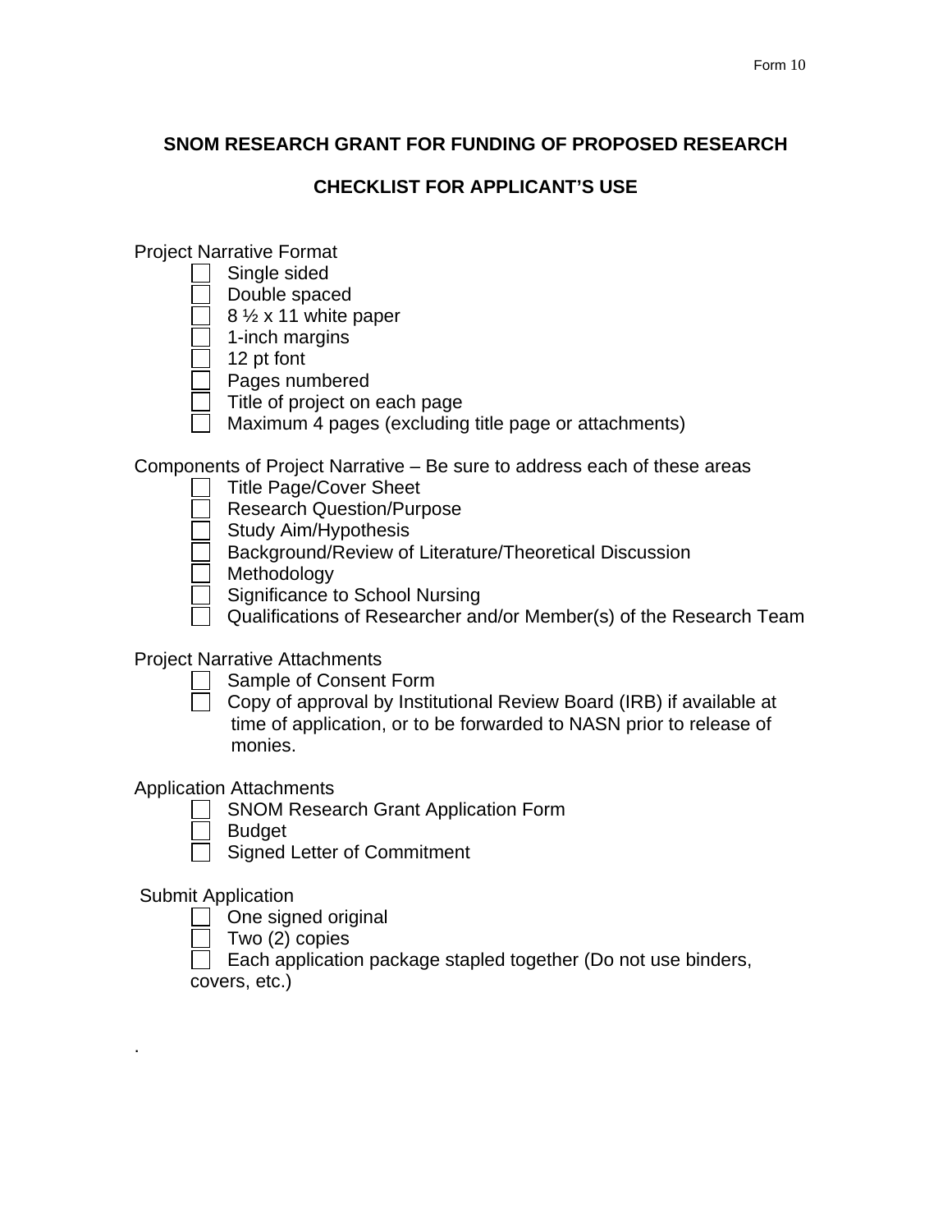Form 10

## SNOM RESEARCH GRANT FOR FUNDING OF PROPOSED RESEARCH

## CHECKLIST FOR APPLICANT'S USE

Project Narrative Format

- [ ] Single sided
- [ ] Double spaced
- [ ] 8 ½ x 11 white paper
- [ ] 1-inch margins
- [ ] 12 pt font
- [ ] Pages numbered
- [ ] Title of project on each page
- [ ] Maximum 4 pages (excluding title page or attachments)

Components of Project Narrative – Be sure to address each of these areas

- [ ] Title Page/Cover Sheet
- [ ] Research Question/Purpose
- [ ] Study Aim/Hypothesis
- [ ] Background/Review of Literature/Theoretical Discussion
- [ ] Methodology
- [ ] Significance to School Nursing
- [ ] Qualifications of Researcher and/or Member(s) of the Research Team

Project Narrative Attachments

- [ ] Sample of Consent Form
- [ ] Copy of approval by Institutional Review Board (IRB) if available at time of application, or to be forwarded to NASN prior to release of monies.

Application Attachments

- [ ] SNOM Research Grant Application Form
- [ ] Budget
- [ ] Signed Letter of Commitment

Submit Application

- [ ] One signed original
- [ ] Two (2) copies
- [ ] Each application package stapled together (Do not use binders, covers, etc.)

.